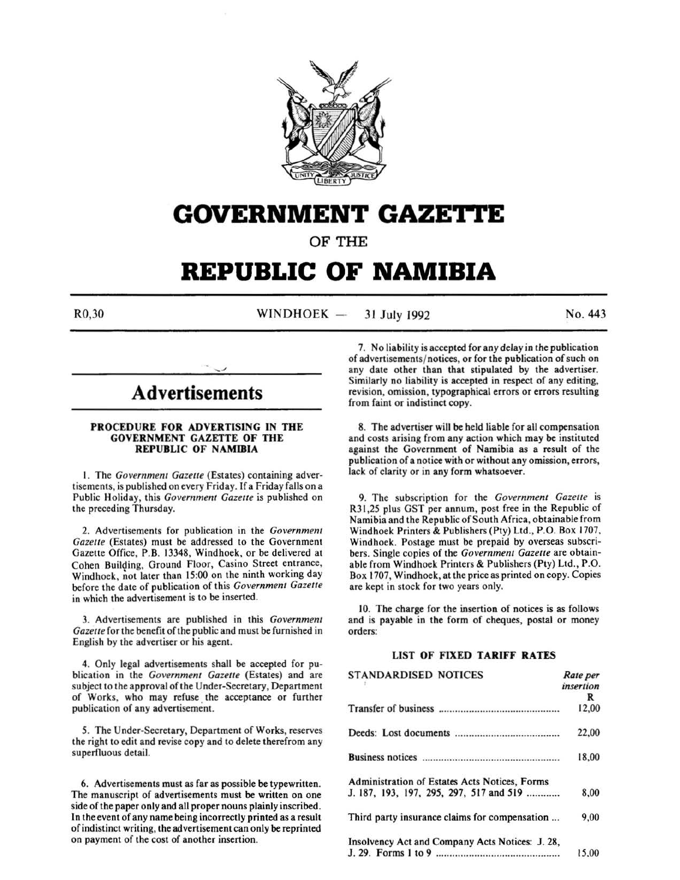# GOVERNMENT GAZETTE

OF THE

# REPUBLIC OF NAMIBIA

R0,30 WINDHOEK — 31 July 1992 No. 443

## Advertisements

### PROCEDURE FOR ADVERTISING IN THE GOVERNMENT GAZETTE OF THE REPUBLIC OF NAMIBIA

1. The *Government Gazette* (Estates) containing advertisements, is published on every Friday. If a Friday falls on a Public Holiday, this *Government Gazette* is published on the preceding Thursday.

2. Advertisements for publication in the *Government Gazette* (Estates) must be addressed to the Government Gazette Office, P.B. 13348, Windhoek, or be delivered at Cohen Building, Ground Floor, Casino Street entrance, Windhoek, not later than 15:00 on the ninth working day before the date of publication of this *Government Gazette* in which the advertisement is to be inserted.

3. Advertisements are published in this *Government Gazette* for the benefit of the public and must be furnished in English by the advertiser or his agent.

4. Only legal advertisements shall be accepted for publication in the *Government Gazette* (Estates) and are subject to the approval of the Under-Secretary, Department of Works, who may refuse the acceptance or further publication of any advertisement.

5. The Under-Secretary, Department of Works, reserves the right to edit and revise copy and to delete therefrom any superfluous detail.

6. Advertisements must as far as possible be typewritten. The manuscript of advertisements must be written on one side of the paper only and all proper nouns plainly inscribed. In the event of any name being incorrectly printed as a result of indistinct writing, the advertisement can only be reprinted on payment of the cost of another insertion.

7. No liability is accepted for any delay in the publication of advertisements/notices, or for the publication of such on any date other than that stipulated by the advertiser. Similarly no liability is accepted in respect of any editing, revision, omission, typographical errors or errors resulting from faint or indistinct copy.

8. The advertiser will be held liable for all compensation and costs arising from any action which may be instituted against the Government of Namibia as a result of the publication of a notice with or without any omission, errors, lack of clarity or in any form whatsoever.

9. The subscription for the *Government Gazette* is R31,25 plus GST per annum, post free in the Republic of Namibia and the Republic of South Africa, obtainable from Windhoek Printers & Publishers (Pty) Ltd., P.O. Box 1707, Windhoek. Postage must be prepaid by overseas subscribers. Single copies of the *Government Gazette* are obtainable from Windhoek Printers & Publishers (Pty) Ltd., P.O. Box 1707, Windhoek, at the price as printed on copy. Copies are kept in stock for two years only.

10. The charge for the insertion of notices is as follows and is payable in the form of cheques, postal or money orders:

### LIST OF FIXED TARIFF RATES

| STANDARDISED NOTICES | *Rate per insertion* R |
|---|---|
| Transfer of business | 12,00 |
| Deeds: Lost documents | 22,00 |
| Business notices | 18,00 |
| Administration of Estates Acts Notices, Forms J. 187, 193, 197, 295, 297, 517 and 519 | 8,00 |
| Third party insurance claims for compensation | 9,00 |
| Insolvency Act and Company Acts Notices: J. 28, J. 29. Forms 1 to 9 | 15,00 |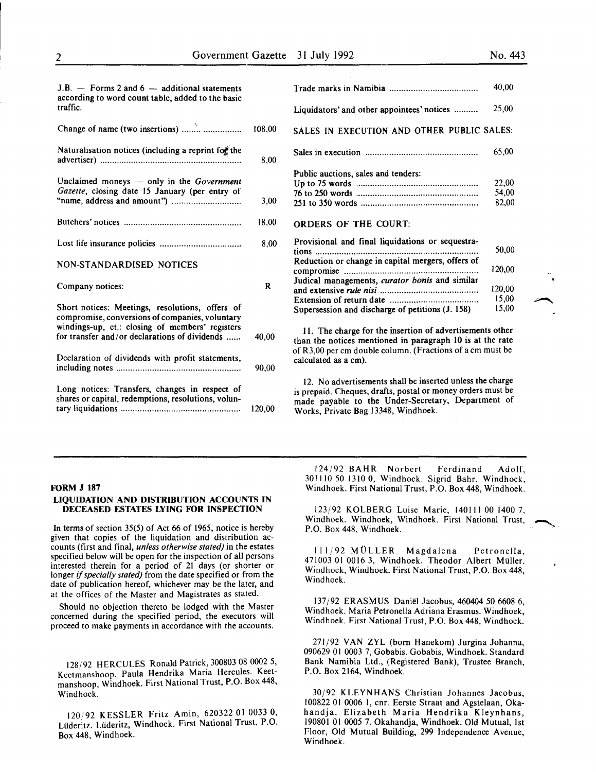J.B. — Forms 2 and 6 — additional statements according to word count table, added to the basic traffic.

| | |
|---|---|
| Change of name (two insertions) | 108,00 |
| Naturalisation notices (including a reprint for the advertiser) | 8,00 |
| Unclaimed moneys — only in the *Government Gazette*, closing date 15 January (per entry of "name, address and amount") | 3,00 |
| Butchers' notices | 18,00 |
| Lost life insurance policies | 8,00 |

NON-STANDARDISED NOTICES

| | |
|---|---|
| Company notices: | R |
| Short notices: Meetings, resolutions, offers of compromise, conversions of companies, voluntary windings-up, et.: closing of members' registers for transfer and/or declarations of dividends | 40,00 |
| Declaration of dividends with profit statements, including notes | 90,00 |
| Long notices: Transfers, changes in respect of shares or capital, redemptions, resolutions, voluntary liquidations | 120,00 |
| Trade marks in Namibia | 40,00 |
| Liquidators' and other appointees' notices | 25,00 |

SALES IN EXECUTION AND OTHER PUBLIC SALES:

| | |
|---|---|
| Sales in execution | 65,00 |
| Public auctions, sales and tenders: | |
| Up to 75 words | 22,00 |
| 76 to 250 words | 54,00 |
| 251 to 350 words | 82,00 |

ORDERS OF THE COURT:

| | |
|---|---|
| Provisional and final liquidations or sequestrations | 50,00 |
| Reduction or change in capital mergers, offers of compromise | 120,00 |
| Judical managements, *curator bonis* and similar and extensive *rule nisi* | 120,00 |
| Extension of return date | 15,00 |
| Supersession and discharge of petitions (J. 158) | 15,00 |

11. The charge for the insertion of advertisements other than the notices mentioned in paragraph 10 is at the rate of R3,00 per cm double column. (Fractions of a cm must be calculated as a cm).

12. No advertisements shall be inserted unless the charge is prepaid. Cheques, drafts, postal or money orders must be made payable to the Under-Secretary, Department of Works, Private Bag 13348, Windhoek.

---

**FORM J 187**

**LIQUIDATION AND DISTRIBUTION ACCOUNTS IN DECEASED ESTATES LYING FOR INSPECTION**

In terms of section 35(5) of Act 66 of 1965, notice is hereby given that copies of the liquidation and distribution accounts (first and final, *unless otherwise stated)* in the estates specified below will be open for the inspection of all persons interested therein for a period of 21 days (or shorter or longer *if specially stated)* from the date specified or from the date of publication hereof, whichever may be the later, and at the offices of the Master and Magistrates as stated.

Should no objection thereto be lodged with the Master concerned during the specified period, the executors will proceed to make payments in accordance with the accounts.

128/92 HERCULES Ronald Patrick, 300803 08 0002 5, Keetmanshoop. Paula Hendrika Maria Hercules. Keetmanshoop, Windhoek. First National Trust, P.O. Box 448, Windhoek.

120/92 KESSLER Fritz Amin, 620322 01 0033 0, Lüderitz. Lüderitz, Windhoek. First National Trust, P.O. Box 448, Windhoek.

124/92 BAHR Norbert Ferdinand Adolf, 301110 50 1310 0, Windhoek. Sigrid Bahr. Windhoek, Windhoek. First National Trust, P.O. Box 448, Windhoek.

123/92 KOLBERG Luise Marie, 140111 00 1400 7, Windhoek. Windhoek, Windhoek. First National Trust, P.O. Box 448, Windhoek.

111/92 MÜLLER Magdalena Petronella, 471003 01 0016 3, Windhoek. Theodor Albert Müller. Windhoek, Windhoek. First National Trust, P.O. Box 448, Windhoek.

137/92 ERASMUS Daniël Jacobus, 460404 50 6608 6, Windhoek. Maria Petronella Adriana Erasmus. Windhoek, Windhoek. First National Trust, P.O. Box 448, Windhoek.

271/92 VAN ZYL (born Hanekom) Jurgina Johanna, 090629 01 0003 7, Gobabis. Gobabis, Windhoek. Standard Bank Namibia Ltd., (Registered Bank), Trustee Branch, P.O. Box 2164, Windhoek.

30/92 KLEYNHANS Christian Johannes Jacobus, 100822 01 0006 1, cnr. Eerste Straat and Agstelaan, Okahandja. Elizabeth Maria Hendrika Kleynhans, 190801 01 0005 7. Okahandja, Windhoek. Old Mutual, 1st Floor, Old Mutual Building, 299 Independence Avenue, Windhoek.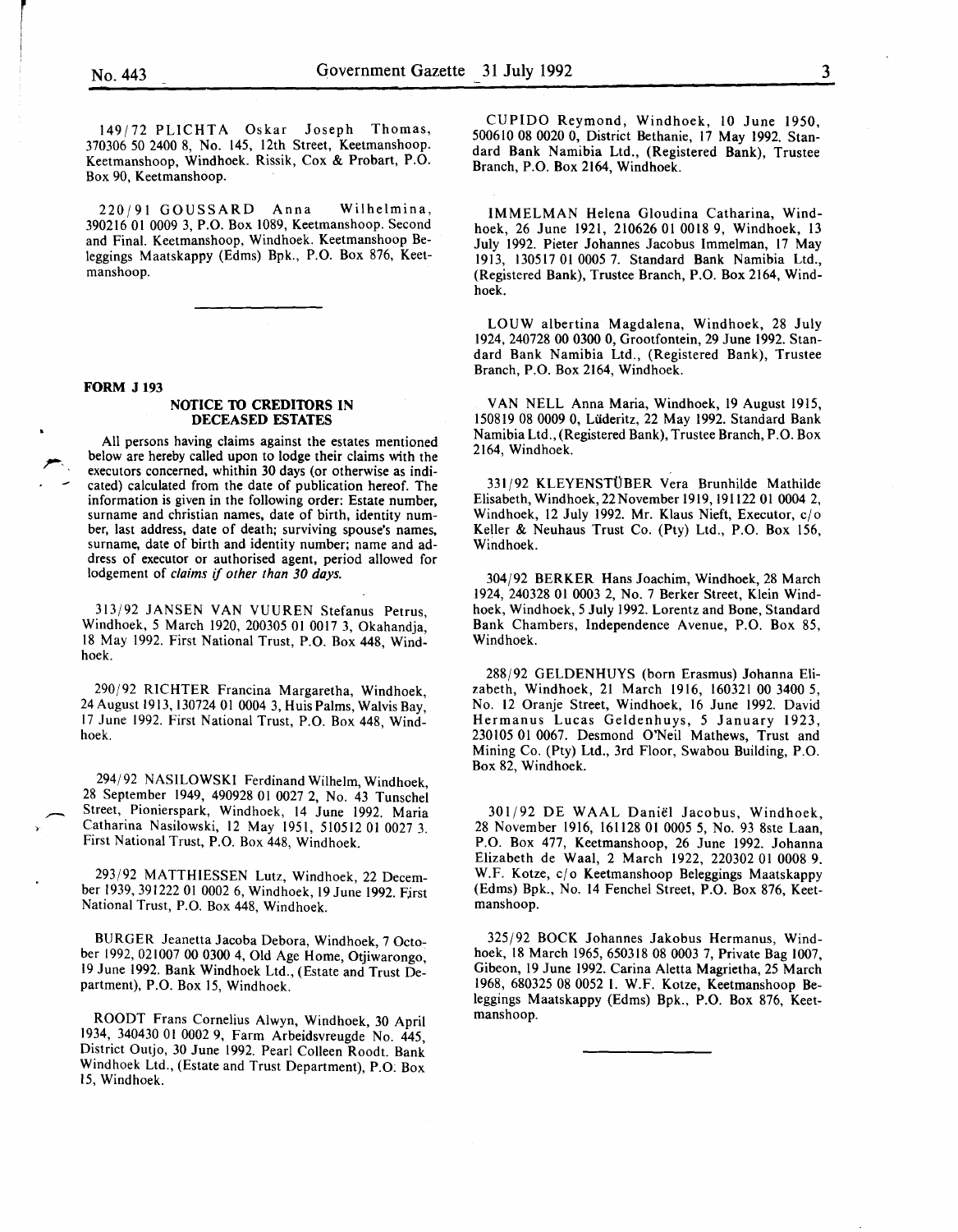149/72 PLICHTA Oskar Joseph Thomas, 370306 50 2400 8, No. 145, 12th Street, Keetmanshoop. Keetmanshoop, Windhoek. Rissik, Cox & Probart, P.O. Box 90, Keetmanshoop.

220/91 GOUSSARD Anna Wilhelmina, 390216 01 0009 3, P.O. Box 1089, Keetmanshoop. Second and Final. Keetmanshoop, Windhoek. Keetmanshoop Beleggings Maatskappy (Edms) Bpk., P.O. Box 876, Keetmanshoop.

---

**FORM J 193**

## NOTICE TO CREDITORS IN DECEASED ESTATES

All persons having claims against the estates mentioned below are hereby called upon to lodge their claims with the executors concerned, whithin 30 days (or otherwise as indicated) calculated from the date of publication hereof. The information is given in the following order: Estate number, surname and christian names, date of birth, identity number, last address, date of death; surviving spouse's names, surname, date of birth and identity number; name and address of executor or authorised agent, period allowed for lodgement of *claims if other than 30 days.*

313/92 JANSEN VAN VUUREN Stefanus Petrus, Windhoek, 5 March 1920, 200305 01 0017 3, Okahandja, 18 May 1992. First National Trust, P.O. Box 448, Windhoek.

290/92 RICHTER Francina Margaretha, Windhoek, 24 August 1913, 130724 01 0004 3, Huis Palms, Walvis Bay, 17 June 1992. First National Trust, P.O. Box 448, Windhoek.

294/92 NASILOWSKI Ferdinand Wilhelm, Windhoek, 28 September 1949, 490928 01 0027 2, No. 43 Tunschel Street, Pionierspark, Windhoek, 14 June 1992. Maria Catharina Nasilowski, 12 May 1951, 510512 01 0027 3. First National Trust, P.O. Box 448, Windhoek.

293/92 MATTHIESSEN Lutz, Windhoek, 22 December 1939, 391222 01 0002 6, Windhoek, 19 June 1992. First National Trust, P.O. Box 448, Windhoek.

BURGER Jeanetta Jacoba Debora, Windhoek, 7 October 1992, 021007 00 0300 4, Old Age Home, Otjiwarongo, 19 June 1992. Bank Windhoek Ltd., (Estate and Trust Department), P.O. Box 15, Windhoek.

ROODT Frans Cornelius Alwyn, Windhoek, 30 April 1934, 340430 01 0002 9, Farm Arbeidsvreugde No. 445, District Outjo, 30 June 1992. Pearl Colleen Roodt. Bank Windhoek Ltd., (Estate and Trust Department), P.O. Box 15, Windhoek.

CUPIDO Reymond, Windhoek, 10 June 1950, 500610 08 0020 0, District Bethanie, 17 May 1992. Standard Bank Namibia Ltd., (Registered Bank), Trustee Branch, P.O. Box 2164, Windhoek.

IMMELMAN Helena Gloudina Catharina, Windhoek, 26 June 1921, 210626 01 0018 9, Windhoek, 13 July 1992. Pieter Johannes Jacobus Immelman, 17 May 1913, 130517 01 0005 7. Standard Bank Namibia Ltd., (Registered Bank), Trustee Branch, P.O. Box 2164, Windhoek.

LOUW albertina Magdalena, Windhoek, 28 July 1924, 240728 00 0300 0, Grootfontein, 29 June 1992. Standard Bank Namibia Ltd., (Registered Bank), Trustee Branch, P.O. Box 2164, Windhoek.

VAN NELL Anna Maria, Windhoek, 19 August 1915, 150819 08 0009 0, Lüderitz, 22 May 1992. Standard Bank Namibia Ltd., (Registered Bank), Trustee Branch, P.O. Box 2164, Windhoek.

331/92 KLEYENSTÜBER Vera Brunhilde Mathilde Elisabeth, Windhoek, 22 November 1919, 191122 01 0004 2, Windhoek, 12 July 1992. Mr. Klaus Nieft, Executor, c/o Keller & Neuhaus Trust Co. (Pty) Ltd., P.O. Box 156, Windhoek.

304/92 BERKER Hans Joachim, Windhoek, 28 March 1924, 240328 01 0003 2, No. 7 Berker Street, Klein Windhoek, Windhoek, 5 July 1992. Lorentz and Bone, Standard Bank Chambers, Independence Avenue, P.O. Box 85, Windhoek.

288/92 GELDENHUYS (born Erasmus) Johanna Elizabeth, Windhoek, 21 March 1916, 160321 00 3400 5, No. 12 Oranje Street, Windhoek, 16 June 1992. David Hermanus Lucas Geldenhuys, 5 January 1923, 230105 01 0067. Desmond O'Neil Mathews, Trust and Mining Co. (Pty) Ltd., 3rd Floor, Swabou Building, P.O. Box 82, Windhoek.

301/92 DE WAAL Daniël Jacobus, Windhoek, 28 November 1916, 161128 01 0005 5, No. 93 8ste Laan, P.O. Box 477, Keetmanshoop, 26 June 1992. Johanna Elizabeth de Waal, 2 March 1922, 220302 01 0008 9. W.F. Kotze, c/o Keetmanshoop Beleggings Maatskappy (Edms) Bpk., No. 14 Fenchel Street, P.O. Box 876, Keetmanshoop.

325/92 BOCK Johannes Jakobus Hermanus, Windhoek, 18 March 1965, 650318 08 0003 7, Private Bag 1007, Gibeon, 19 June 1992. Carina Aletta Magrietha, 25 March 1968, 680325 08 0052 1. W.F. Kotze, Keetmanshoop Beleggings Maatskappy (Edms) Bpk., P.O. Box 876, Keetmanshoop.

---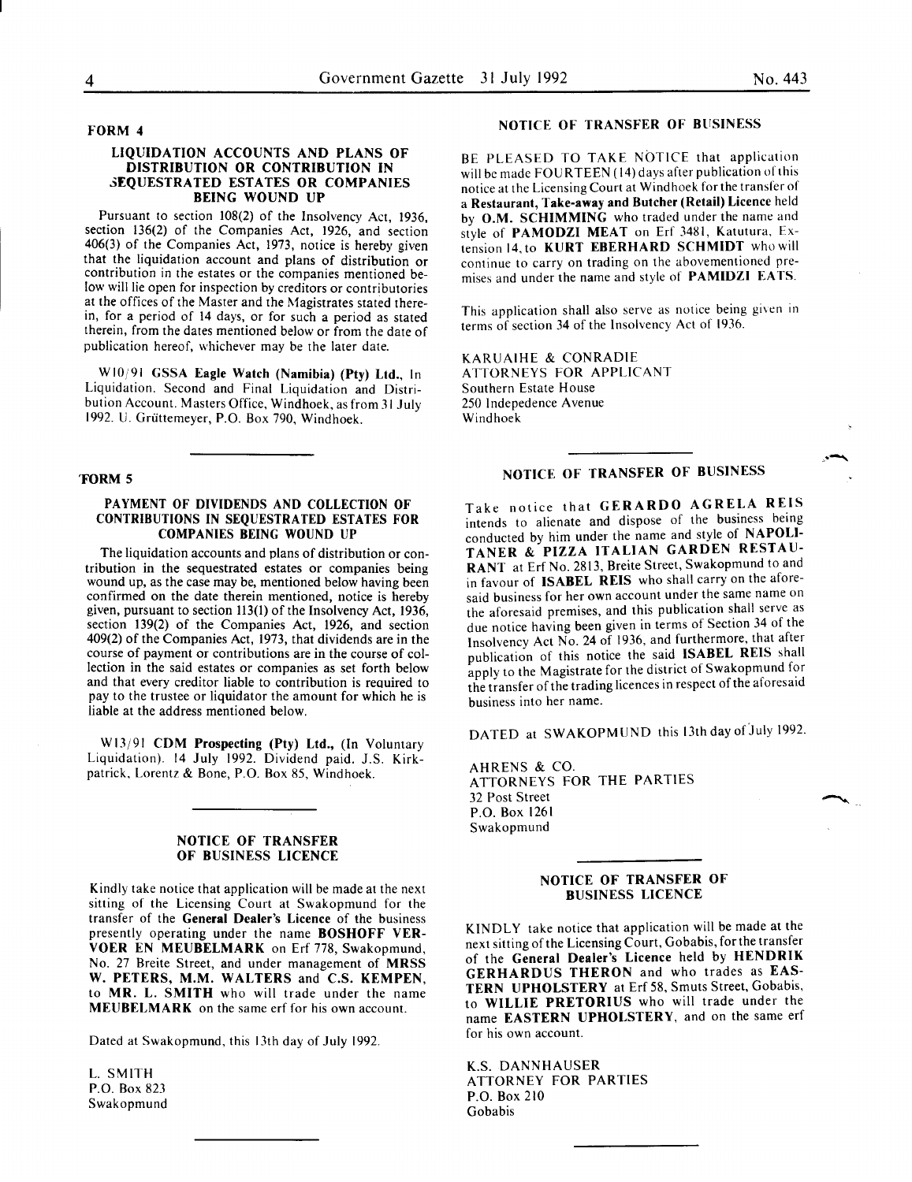**FORM 4**

### LIQUIDATION ACCOUNTS AND PLANS OF DISTRIBUTION OR CONTRIBUTION IN SEQUESTRATED ESTATES OR COMPANIES BEING WOUND UP

Pursuant to section 108(2) of the Insolvency Act, 1936, section 136(2) of the Companies Act, 1926, and section 406(3) of the Companies Act, 1973, notice is hereby given that the liquidation account and plans of distribution or contribution in the estates or the companies mentioned below will lie open for inspection by creditors or contributories at the offices of the Master and the Magistrates stated therein, for a period of 14 days, or for such a period as stated therein, from the dates mentioned below or from the date of publication hereof, whichever may be the later date.

W10/91 **GSSA Eagle Watch (Namibia) (Pty) Ltd.**, In Liquidation. Second and Final Liquidation and Distribution Account. Masters Office, Windhoek, as from 31 July 1992. U. Grüttemeyer, P.O. Box 790, Windhoek.

---

**FORM 5**

### PAYMENT OF DIVIDENDS AND COLLECTION OF CONTRIBUTIONS IN SEQUESTRATED ESTATES FOR COMPANIES BEING WOUND UP

The liquidation accounts and plans of distribution or contribution in the sequestrated estates or companies being wound up, as the case may be, mentioned below having been confirmed on the date therein mentioned, notice is hereby given, pursuant to section 113(1) of the Insolvency Act, 1936, section 139(2) of the Companies Act, 1926, and section 409(2) of the Companies Act, 1973, that dividends are in the course of payment or contributions are in the course of collection in the said estates or companies as set forth below and that every creditor liable to contribution is required to pay to the trustee or liquidator the amount for which he is liable at the address mentioned below.

W13/91 **CDM Prospecting (Pty) Ltd.**, (In Voluntary Liquidation). 14 July 1992. Dividend paid. J.S. Kirkpatrick, Lorentz & Bone, P.O. Box 85, Windhoek.

---

### NOTICE OF TRANSFER OF BUSINESS LICENCE

Kindly take notice that application will be made at the next sitting of the Licensing Court at Swakopmund for the transfer of the **General Dealer's Licence** of the business presently operating under the name **BOSHOFF VERVOER EN MEUBELMARK** on Erf 778, Swakopmund, No. 27 Breite Street, and under management of **MRSS W. PETERS, M.M. WALTERS** and **C.S. KEMPEN**, to **MR. L. SMITH** who will trade under the name **MEUBELMARK** on the same erf for his own account.

Dated at Swakopmund, this 13th day of July 1992.

L. SMITH
P.O. Box 823
Swakopmund

---

### NOTICE OF TRANSFER OF BUSINESS

BE PLEASED TO TAKE NOTICE that application will be made FOURTEEN (14) days after publication of this notice at the Licensing Court at Windhoek for the transfer of a **Restaurant, Take-away and Butcher (Retail) Licence** held by **O.M. SCHIMMING** who traded under the name and style of **PAMODZI MEAT** on Erf 3481, Katutura, Extension 14, to **KURT EBERHARD SCHMIDT** who will continue to carry on trading on the abovementioned premises and under the name and style of **PAMIDZI EATS**.

This application shall also serve as notice being given in terms of section 34 of the Insolvency Act of 1936.

KARUAIHE & CONRADIE
ATTORNEYS FOR APPLICANT
Southern Estate House
250 Indepedence Avenue
Windhoek

---

### NOTICE OF TRANSFER OF BUSINESS

Take notice that **GERARDO AGRELA REIS** intends to alienate and dispose of the business being conducted by him under the name and style of **NAPOLITANER & PIZZA ITALIAN GARDEN RESTAURANT** at Erf No. 2813, Breite Street, Swakopmund to and in favour of **ISABEL REIS** who shall carry on the aforesaid business for her own account under the same name on the aforesaid premises, and this publication shall serve as due notice having been given in terms of Section 34 of the Insolvency Act No. 24 of 1936, and furthermore, that after publication of this notice the said **ISABEL REIS** shall apply to the Magistrate for the district of Swakopmund for the transfer of the trading licences in respect of the aforesaid business into her name.

DATED at SWAKOPMUND this 13th day of July 1992.

AHRENS & CO.
ATTORNEYS FOR THE PARTIES
32 Post Street
P.O. Box 1261
Swakopmund

---

### NOTICE OF TRANSFER OF BUSINESS LICENCE

KINDLY take notice that application will be made at the next sitting of the Licensing Court, Gobabis, for the transfer of the **General Dealer's Licence** held by **HENDRIK GERHARDUS THERON** and who trades as **EASTERN UPHOLSTERY** at Erf 58, Smuts Street, Gobabis, to **WILLIE PRETORIUS** who will trade under the name **EASTERN UPHOLSTERY**, and on the same erf for his own account.

K.S. DANNHAUSER
ATTORNEY FOR PARTIES
P.O. Box 210
Gobabis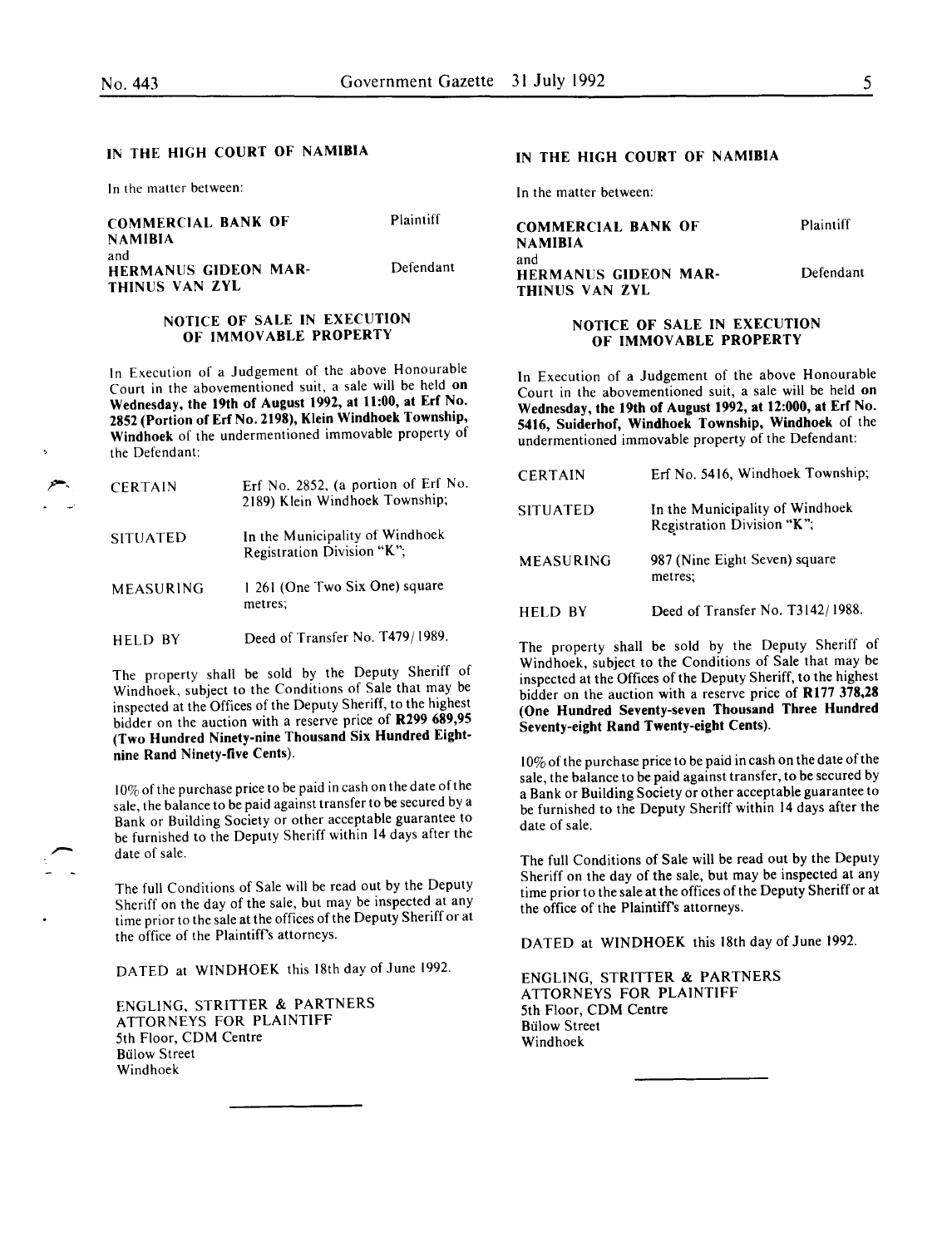## IN THE HIGH COURT OF NAMIBIA

In the matter between:

| | |
|---|---|
| COMMERCIAL BANK OF NAMIBIA | Plaintiff |
| and | |
| HERMANUS GIDEON MARTHINUS VAN ZYL | Defendant |

### NOTICE OF SALE IN EXECUTION OF IMMOVABLE PROPERTY

In Execution of a Judgement of the above Honourable Court in the abovementioned suit, a sale will be held **on Wednesday, the 19th of August 1992, at 11:00, at Erf No. 2852 (Portion of Erf No. 2198), Klein Windhoek Township, Windhoek** of the undermentioned immovable property of the Defendant:

| | |
|---|---|
| CERTAIN | Erf No. 2852, (a portion of Erf No. 2189) Klein Windhoek Township; |
| SITUATED | In the Municipality of Windhoek Registration Division "K"; |
| MEASURING | 1 261 (One Two Six One) square metres; |
| HELD BY | Deed of Transfer No. T479/1989. |

The property shall be sold by the Deputy Sheriff of Windhoek, subject to the Conditions of Sale that may be inspected at the Offices of the Deputy Sheriff, to the highest bidder on the auction with a reserve price of **R299 689,95 (Two Hundred Ninety-nine Thousand Six Hundred Eightnine Rand Ninety-five Cents)**.

10% of the purchase price to be paid in cash on the date of the sale, the balance to be paid against transfer to be secured by a Bank or Building Society or other acceptable guarantee to be furnished to the Deputy Sheriff within 14 days after the date of sale.

The full Conditions of Sale will be read out by the Deputy Sheriff on the day of the sale, but may be inspected at any time prior to the sale at the offices of the Deputy Sheriff or at the office of the Plaintiff's attorneys.

DATED at WINDHOEK this 18th day of June 1992.

ENGLING, STRITTER & PARTNERS
ATTORNEYS FOR PLAINTIFF
5th Floor, CDM Centre
Bülow Street
Windhoek

---

## IN THE HIGH COURT OF NAMIBIA

In the matter between:

| | |
|---|---|
| COMMERCIAL BANK OF NAMIBIA | Plaintiff |
| and | |
| HERMANUS GIDEON MARTHINUS VAN ZYL | Defendant |

### NOTICE OF SALE IN EXECUTION OF IMMOVABLE PROPERTY

In Execution of a Judgement of the above Honourable Court in the abovementioned suit, a sale will be held **on Wednesday, the 19th of August 1992, at 12:000, at Erf No. 5416, Suiderhof, Windhoek Township, Windhoek** of the undermentioned immovable property of the Defendant:

| | |
|---|---|
| CERTAIN | Erf No. 5416, Windhoek Township; |
| SITUATED | In the Municipality of Windhoek Registration Division "K"; |
| MEASURING | 987 (Nine Eight Seven) square metres; |
| HELD BY | Deed of Transfer No. T3142/1988. |

The property shall be sold by the Deputy Sheriff of Windhoek, subject to the Conditions of Sale that may be inspected at the Offices of the Deputy Sheriff, to the highest bidder on the auction with a reserve price of **R177 378,28 (One Hundred Seventy-seven Thousand Three Hundred Seventy-eight Rand Twenty-eight Cents)**.

10% of the purchase price to be paid in cash on the date of the sale, the balance to be paid against transfer, to be secured by a Bank or Building Society or other acceptable guarantee to be furnished to the Deputy Sheriff within 14 days after the date of sale.

The full Conditions of Sale will be read out by the Deputy Sheriff on the day of the sale, but may be inspected at any time prior to the sale at the offices of the Deputy Sheriff or at the office of the Plaintiff's attorneys.

DATED at WINDHOEK this 18th day of June 1992.

ENGLING, STRITTER & PARTNERS
ATTORNEYS FOR PLAINTIFF
5th Floor, CDM Centre
Bülow Street
Windhoek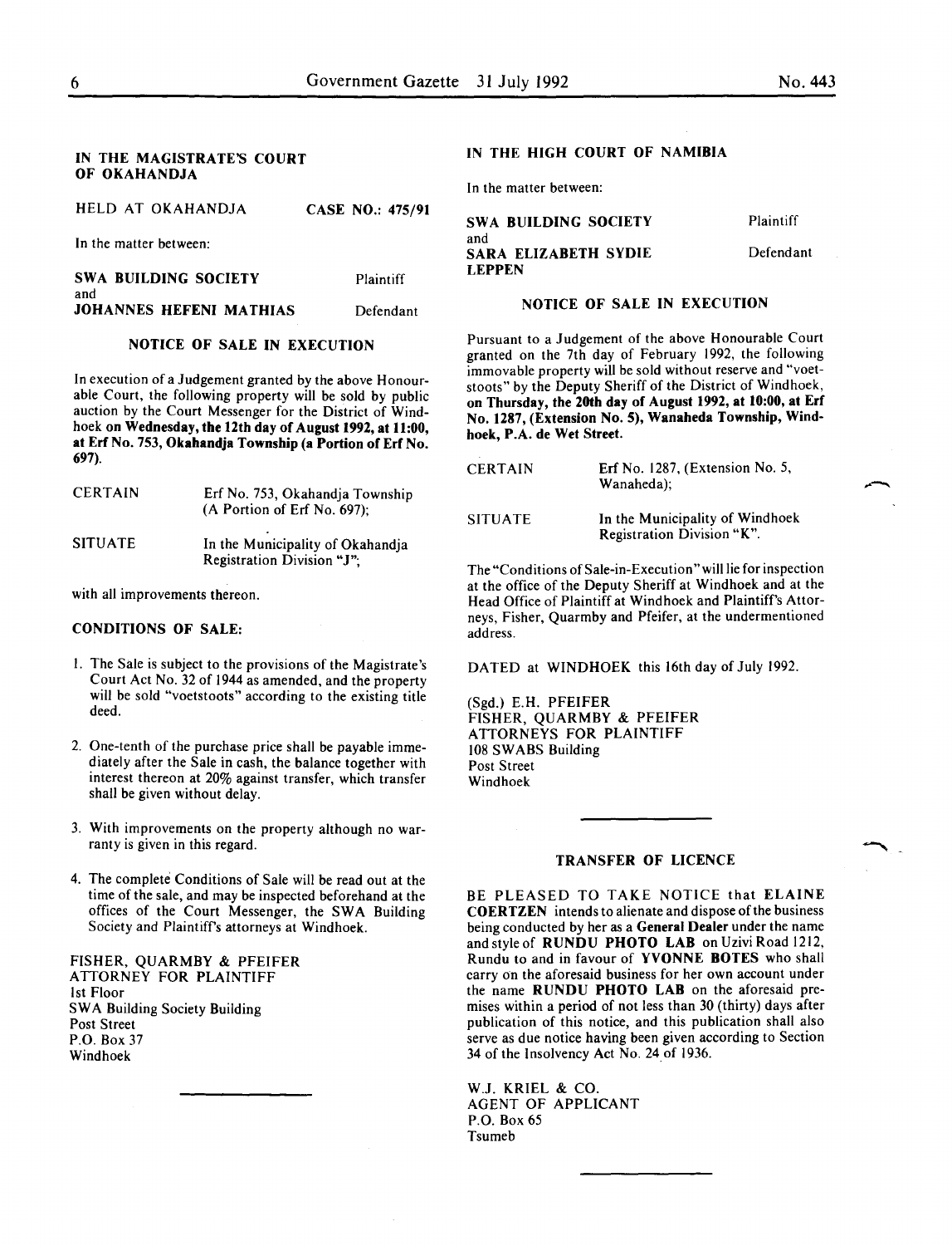**IN THE MAGISTRATE'S COURT OF OKAHANDJA**

HELD AT OKAHANDJA **CASE NO.: 475/91**

In the matter between:

**SWA BUILDING SOCIETY** Plaintiff
and
**JOHANNES HEFENI MATHIAS** Defendant

**NOTICE OF SALE IN EXECUTION**

In execution of a Judgement granted by the above Honourable Court, the following property will be sold by public auction by the Court Messenger for the District of Windhoek **on Wednesday, the 12th day of August 1992, at 11:00, at Erf No. 753, Okahandja Township (a Portion of Erf No. 697).**

| | |
|---|---|
| CERTAIN | Erf No. 753, Okahandja Township (A Portion of Erf No. 697); |
| SITUATE | In the Municipality of Okahandja Registration Division "J"; |

with all improvements thereon.

**CONDITIONS OF SALE:**

1. The Sale is subject to the provisions of the Magistrate's Court Act No. 32 of 1944 as amended, and the property will be sold "voetstoots" according to the existing title deed.
2. One-tenth of the purchase price shall be payable immediately after the Sale in cash, the balance together with interest thereon at 20% against transfer, which transfer shall be given without delay.
3. With improvements on the property although no warranty is given in this regard.
4. The complete Conditions of Sale will be read out at the time of the sale, and may be inspected beforehand at the offices of the Court Messenger, the SWA Building Society and Plaintiff's attorneys at Windhoek.

FISHER, QUARMBY & PFEIFER
ATTORNEY FOR PLAINTIFF
1st Floor
SWA Building Society Building
Post Street
P.O. Box 37
Windhoek

---

**IN THE HIGH COURT OF NAMIBIA**

In the matter between:

**SWA BUILDING SOCIETY** Plaintiff
and
**SARA ELIZABETH SYDIE LEPPEN** Defendant

**NOTICE OF SALE IN EXECUTION**

Pursuant to a Judgement of the above Honourable Court granted on the 7th day of February 1992, the following immovable property will be sold without reserve and "voetstoots" by the Deputy Sheriff of the District of Windhoek, **on Thursday, the 20th day of August 1992, at 10:00, at Erf No. 1287, (Extension No. 5), Wanaheda Township, Windhoek, P.A. de Wet Street.**

| | |
|---|---|
| CERTAIN | Erf No. 1287, (Extension No. 5, Wanaheda); |
| SITUATE | In the Municipality of Windhoek Registration Division "K". |

The "Conditions of Sale-in-Execution" will lie for inspection at the office of the Deputy Sheriff at Windhoek and at the Head Office of Plaintiff at Windhoek and Plaintiff's Attorneys, Fisher, Quarmby and Pfeifer, at the undermentioned address.

DATED at WINDHOEK this 16th day of July 1992.

(Sgd.) E.H. PFEIFER
FISHER, QUARMBY & PFEIFER
ATTORNEYS FOR PLAINTIFF
108 SWABS Building
Post Street
Windhoek

---

**TRANSFER OF LICENCE**

BE PLEASED TO TAKE NOTICE that **ELAINE COERTZEN** intends to alienate and dispose of the business being conducted by her as a **General Dealer** under the name and style of **RUNDU PHOTO LAB** on Uzivi Road 1212, Rundu to and in favour of **YVONNE BOTES** who shall carry on the aforesaid business for her own account under the name **RUNDU PHOTO LAB** on the aforesaid premises within a period of not less than 30 (thirty) days after publication of this notice, and this publication shall also serve as due notice having been given according to Section 34 of the Insolvency Act No. 24 of 1936.

W.J. KRIEL & CO.
AGENT OF APPLICANT
P.O. Box 65
Tsumeb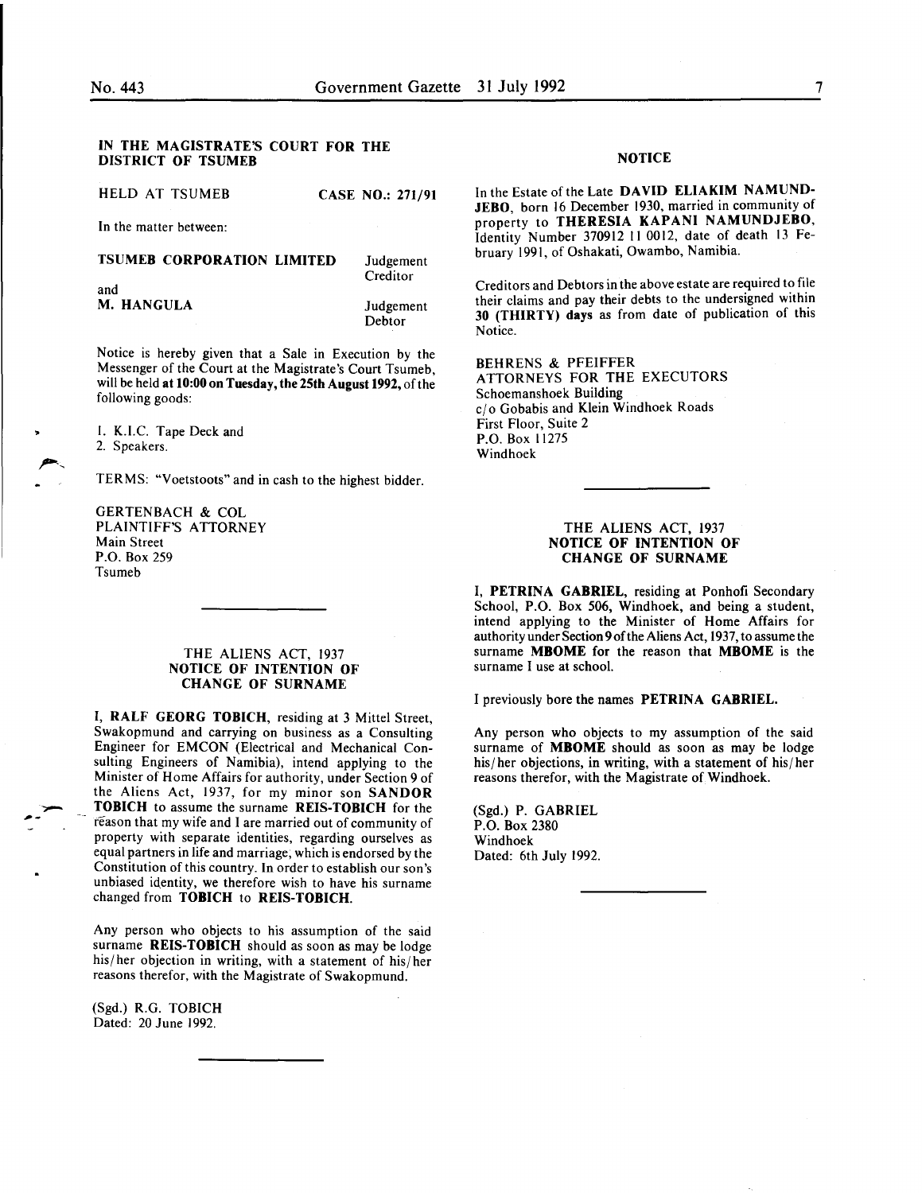## IN THE MAGISTRATE'S COURT FOR THE DISTRICT OF TSUMEB

HELD AT TSUMEB **CASE NO.: 271/91**

In the matter between:

| | |
|---|---|
| **TSUMEB CORPORATION LIMITED** | Judgement Creditor |
| and | |
| **M. HANGULA** | Judgement Debtor |

Notice is hereby given that a Sale in Execution by the Messenger of the Court at the Magistrate's Court Tsumeb, will be held **at 10:00 on Tuesday, the 25th August 1992,** of the following goods:

1. K.I.C. Tape Deck and
2. Speakers.

TERMS: "Voetstoots" and in cash to the highest bidder.

GERTENBACH & COL
PLAINTIFF'S ATTORNEY
Main Street
P.O. Box 259
Tsumeb

---

THE ALIENS ACT, 1937
### NOTICE OF INTENTION OF CHANGE OF SURNAME

I, **RALF GEORG TOBICH,** residing at 3 Mittel Street, Swakopmund and carrying on business as a Consulting Engineer for EMCON (Electrical and Mechanical Consulting Engineers of Namibia), intend applying to the Minister of Home Affairs for authority, under Section 9 of the Aliens Act, 1937, for my minor son **SANDOR TOBICH** to assume the surname **REIS-TOBICH** for the reason that my wife and I are married out of community of property with separate identities, regarding ourselves as equal partners in life and marriage, which is endorsed by the Constitution of this country. In order to establish our son's unbiased identity, we therefore wish to have his surname changed from **TOBICH** to **REIS-TOBICH.**

Any person who objects to his assumption of the said surname **REIS-TOBICH** should as soon as may be lodge his/her objection in writing, with a statement of his/her reasons therefor, with the Magistrate of Swakopmund.

(Sgd.) R.G. TOBICH
Dated: 20 June 1992.

---

### NOTICE

In the Estate of the Late **DAVID ELIAKIM NAMUNDJEBO,** born 16 December 1930, married in community of property to **THERESIA KAPANI NAMUNDJEBO,** Identity Number 370912 11 0012, date of death 13 February 1991, of Oshakati, Owambo, Namibia.

Creditors and Debtors in the above estate are required to file their claims and pay their debts to the undersigned within **30 (THIRTY) days** as from date of publication of this Notice.

BEHRENS & PFEIFFER
ATTORNEYS FOR THE EXECUTORS
Schoemanshoek Building
c/o Gobabis and Klein Windhoek Roads
First Floor, Suite 2
P.O. Box 11275
Windhoek

---

THE ALIENS ACT, 1937
### NOTICE OF INTENTION OF CHANGE OF SURNAME

I, **PETRINA GABRIEL,** residing at Ponhofi Secondary School, P.O. Box 506, Windhoek, and being a student, intend applying to the Minister of Home Affairs for authority under Section 9 of the Aliens Act, 1937, to assume the surname **MBOME for** the reason that **MBOME** is the surname I use at school.

I previously bore the names **PETRINA GABRIEL.**

Any person who objects to my assumption of the said surname of **MBOME** should as soon as may be lodge his/her objections, in writing, with a statement of his/her reasons therefor, with the Magistrate of Windhoek.

(Sgd.) P. GABRIEL
P.O. Box 2380
Windhoek
Dated: 6th July 1992.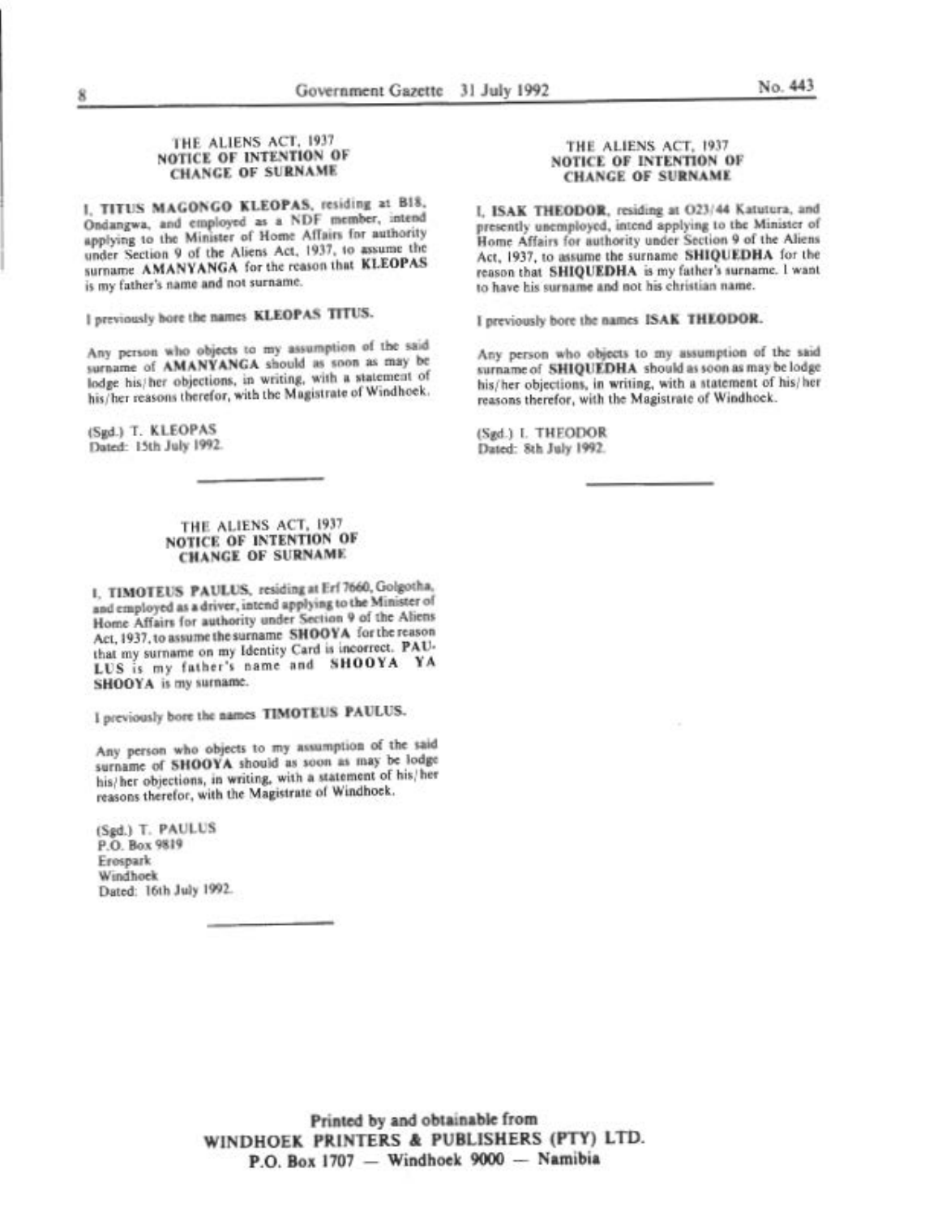### THE ALIENS ACT, 1937
### NOTICE OF INTENTION OF CHANGE OF SURNAME

I, **TITUS MAGONGO KLEOPAS**, residing at B18, Ondangwa, and employed as a NDF member, intend applying to the Minister of Home Affairs for authority under Section 9 of the Aliens Act, 1937, to assume the surname **AMANYANGA** for the reason that **KLEOPAS** is my father's name and not surname.

I previously bore the names **KLEOPAS TITUS**.

Any person who objects to my assumption of the said surname of **AMANYANGA** should as soon as may be lodge his/her objections, in writing, with a statement of his/her reasons therefor, with the Magistrate of Windhoek.

(Sgd.) T. KLEOPAS
Dated: 15th July 1992.

---

### THE ALIENS ACT, 1937
### NOTICE OF INTENTION OF CHANGE OF SURNAME

I, **TIMOTEUS PAULUS**, residing at Erf 7660, Golgotha, and employed as a driver, intend applying to the Minister of Home Affairs for authority under Section 9 of the Aliens Act, 1937, to assume the surname **SHOOYA** for the reason that my surname on my Identity Card is incorrect. **PAULUS** is my father's name and **SHOOYA YA SHOOYA** is my surname.

I previously bore the names **TIMOTEUS PAULUS**.

Any person who objects to my assumption of the said surname of **SHOOYA** should as soon as may be lodge his/her objections, in writing, with a statement of his/her reasons therefor, with the Magistrate of Windhoek.

(Sgd.) T. PAULUS
P.O. Box 9819
Erospark
Windhoek
Dated: 16th July 1992.

---

### THE ALIENS ACT, 1937
### NOTICE OF INTENTION OF CHANGE OF SURNAME

I, **ISAK THEODOR**, residing at O23/44 Katutura, and presently unemployed, intend applying to the Minister of Home Affairs for authority under Section 9 of the Aliens Act, 1937, to assume the surname **SHIQUEDHA** for the reason that **SHIQUEDHA** is my father's surname. I want to have his surname and not his christian name.

I previously bore the names **ISAK THEODOR**.

Any person who objects to my assumption of the said surname of **SHIQUEDHA** should as soon as may be lodge his/her objections, in writing, with a statement of his/her reasons therefor, with the Magistrate of Windhoek.

(Sgd.) I. THEODOR
Dated: 8th July 1992.

---

**Printed by and obtainable from**
**WINDHOEK PRINTERS & PUBLISHERS (PTY) LTD.**
**P.O. Box 1707 — Windhoek 9000 — Namibia**